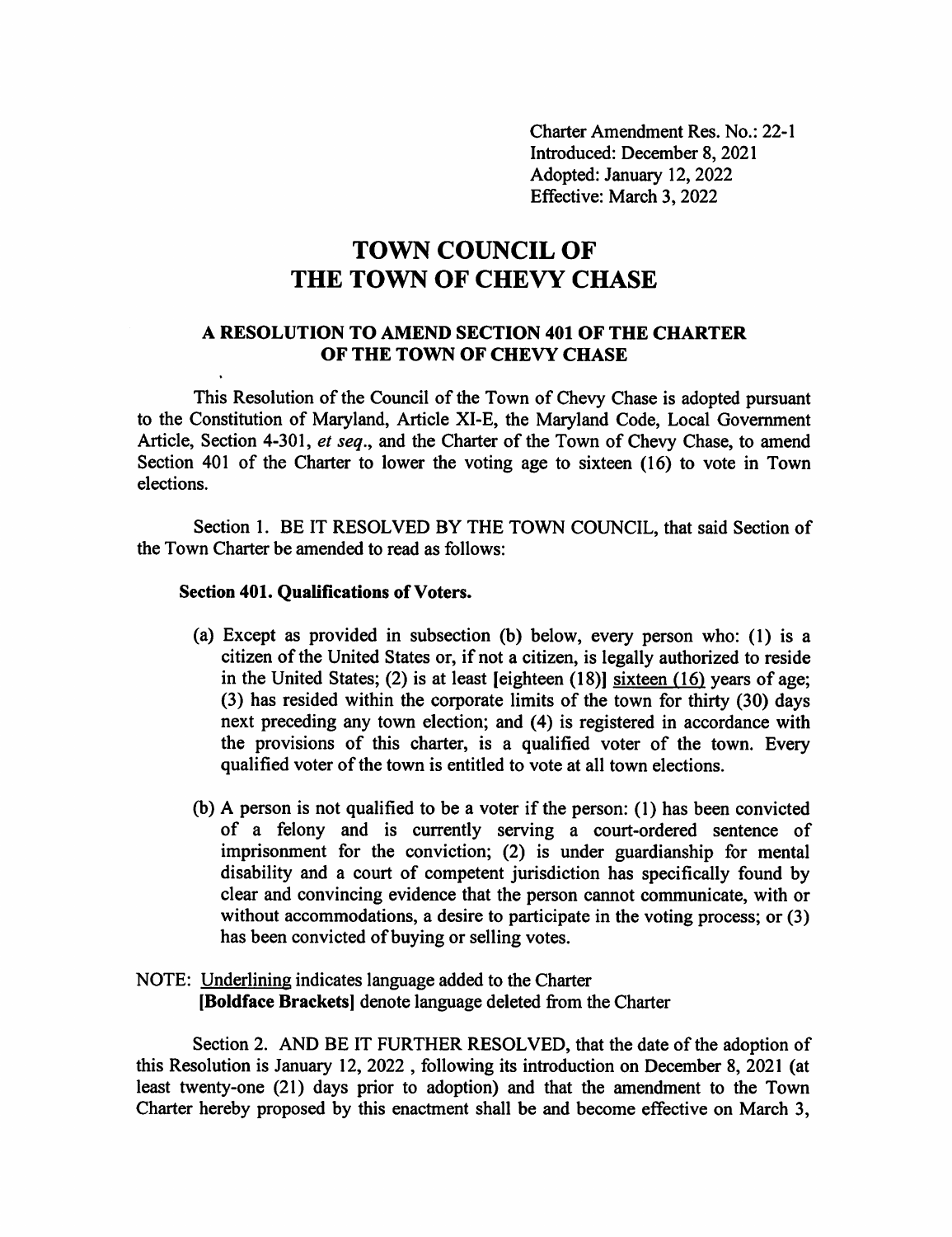Charter Amendment Res. No.: 22-1
Introduced: December 8, 2021
Adopted: January 12, 2022
Effective: March 3, 2022

# TOWN COUNCIL OF THE TOWN OF CHEVY CHASE

## A RESOLUTION TO AMEND SECTION 401 OF THE CHARTER OF THE TOWN OF CHEVY CHASE

This Resolution of the Council of the Town of Chevy Chase is adopted pursuant to the Constitution of Maryland, Article XI-E, the Maryland Code, Local Government Article, Section 4-301, *et seq*., and the Charter of the Town of Chevy Chase, to amend Section 401 of the Charter to lower the voting age to sixteen (16) to vote in Town elections.

Section 1. BE IT RESOLVED BY THE TOWN COUNCIL, that said Section of the Town Charter be amended to read as follows:

**Section 401. Qualifications of Voters.**

(a) Except as provided in subsection (b) below, every person who: (1) is a citizen of the United States or, if not a citizen, is legally authorized to reside in the United States; (2) is at least **[eighteen (18)]** <u>sixteen (16)</u> years of age; (3) has resided within the corporate limits of the town for thirty (30) days next preceding any town election; and (4) is registered in accordance with the provisions of this charter, is a qualified voter of the town. Every qualified voter of the town is entitled to vote at all town elections.

(b) A person is not qualified to be a voter if the person: (1) has been convicted of a felony and is currently serving a court-ordered sentence of imprisonment for the conviction; (2) is under guardianship for mental disability and a court of competent jurisdiction has specifically found by clear and convincing evidence that the person cannot communicate, with or without accommodations, a desire to participate in the voting process; or (3) has been convicted of buying or selling votes.

NOTE: <u>Underlining</u> indicates language added to the Charter
**[Boldface Brackets]** denote language deleted from the Charter

Section 2. AND BE IT FURTHER RESOLVED, that the date of the adoption of this Resolution is January 12, 2022 , following its introduction on December 8, 2021 (at least twenty-one (21) days prior to adoption) and that the amendment to the Town Charter hereby proposed by this enactment shall be and become effective on March 3,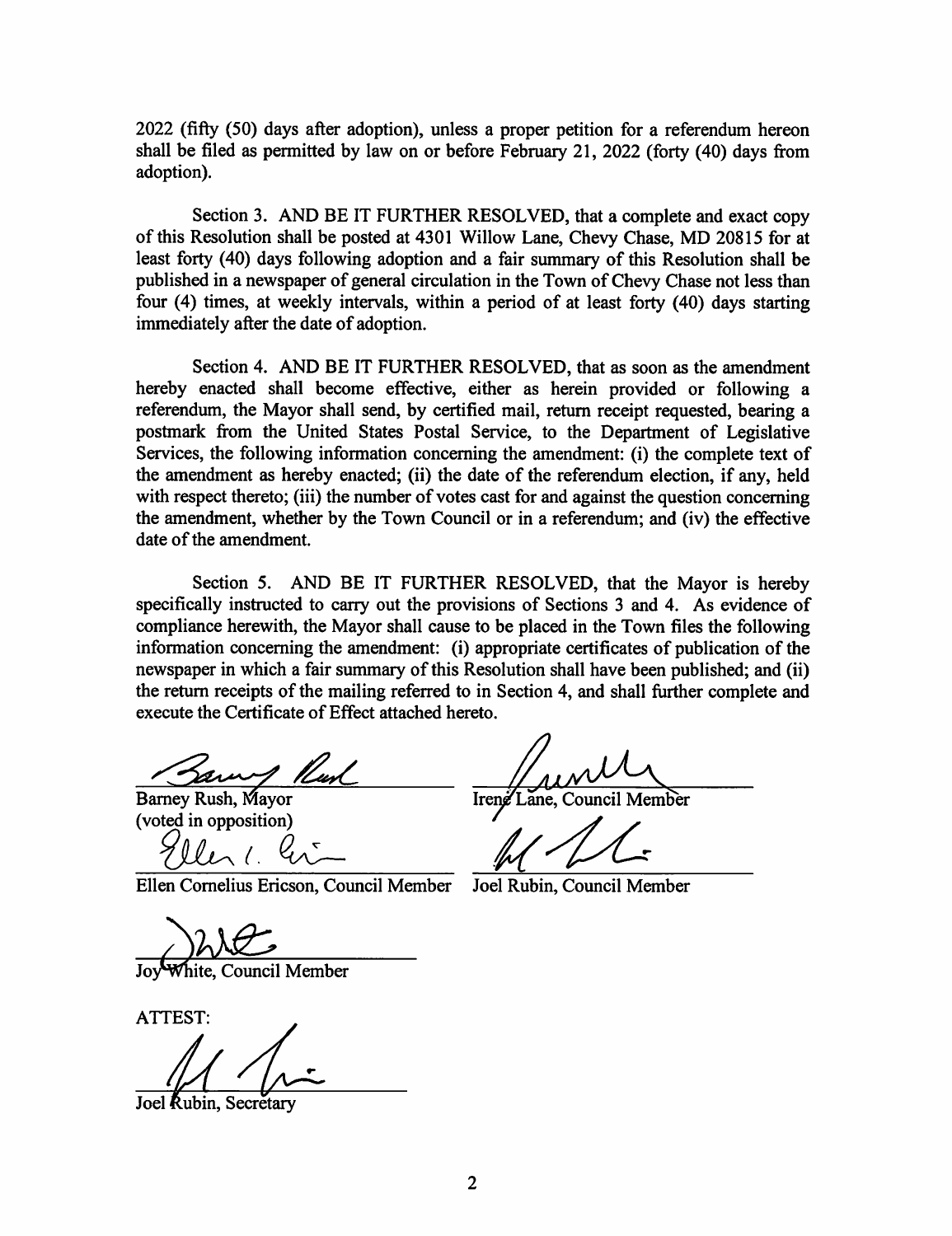2022 (fifty (50) days after adoption), unless a proper petition for a referendum hereon shall be filed as permitted by law on or before February 21, 2022 (forty (40) days from adoption).

Section 3. AND BE IT FURTHER RESOLVED, that a complete and exact copy of this Resolution shall be posted at 4301 Willow Lane, Chevy Chase, MD 20815 for at least forty (40) days following adoption and a fair summary of this Resolution shall be published in a newspaper of general circulation in the Town of Chevy Chase not less than four (4) times, at weekly intervals, within a period of at least forty (40) days starting immediately after the date of adoption.

Section 4. AND BE IT FURTHER RESOLVED, that as soon as the amendment hereby enacted shall become effective, either as herein provided or following a referendum, the Mayor shall send, by certified mail, return receipt requested, bearing a postmark from the United States Postal Service, to the Department of Legislative Services, the following information concerning the amendment: (i) the complete text of the amendment as hereby enacted; (ii) the date of the referendum election, if any, held with respect thereto; (iii) the number of votes cast for and against the question concerning the amendment, whether by the Town Council or in a referendum; and (iv) the effective date of the amendment.

Section 5. AND BE IT FURTHER RESOLVED, that the Mayor is hereby specifically instructed to carry out the provisions of Sections 3 and 4. As evidence of compliance herewith, the Mayor shall cause to be placed in the Town files the following information concerning the amendment: (i) appropriate certificates of publication of the newspaper in which a fair summary of this Resolution shall have been published; and (ii) the return receipts of the mailing referred to in Section 4, and shall further complete and execute the Certificate of Effect attached hereto.

Barney Rush, Mayor
(voted in opposition)

Irene Lane, Council Member

Ellen Cornelius Ericson, Council Member

Joel Rubin, Council Member

Joy White, Council Member

ATTEST:

Joel Rubin, Secretary